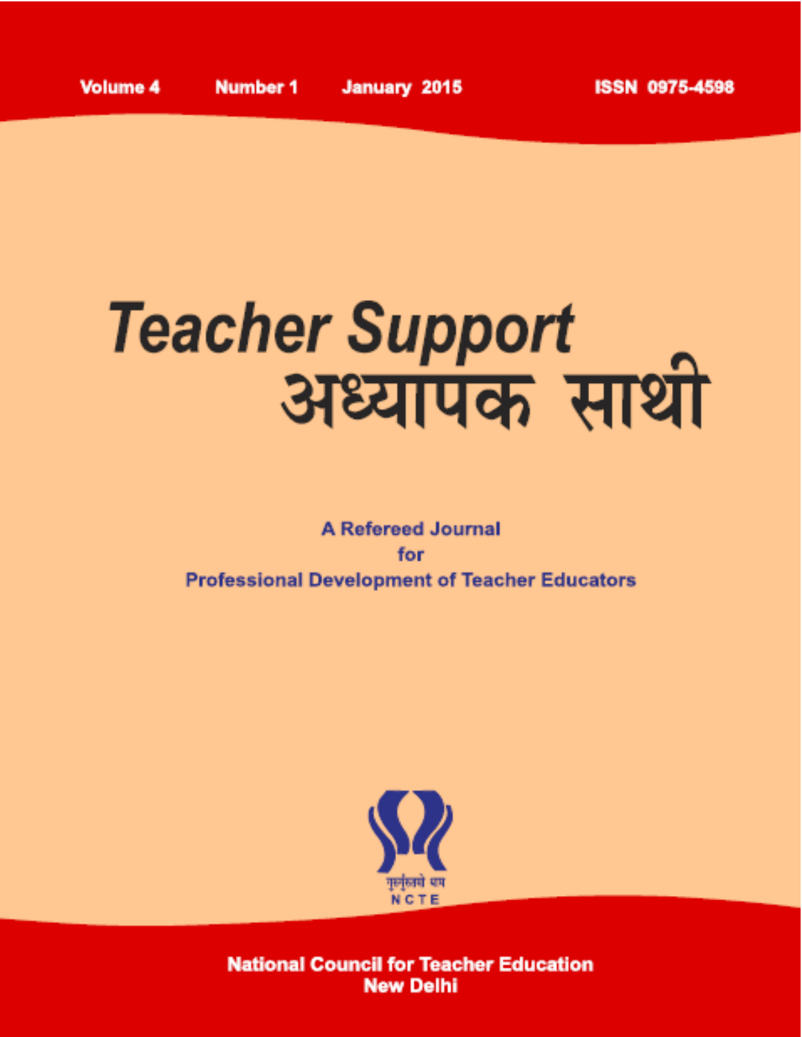Volume 4 Number 1 January 2015 ISSN 0975-4598

# Teacher Support
# अध्यापक साथी

A Refereed Journal
for
Professional Development of Teacher Educators

गुरुर्गुरुतमो धाम
NCTE

National Council for Teacher Education
New Delhi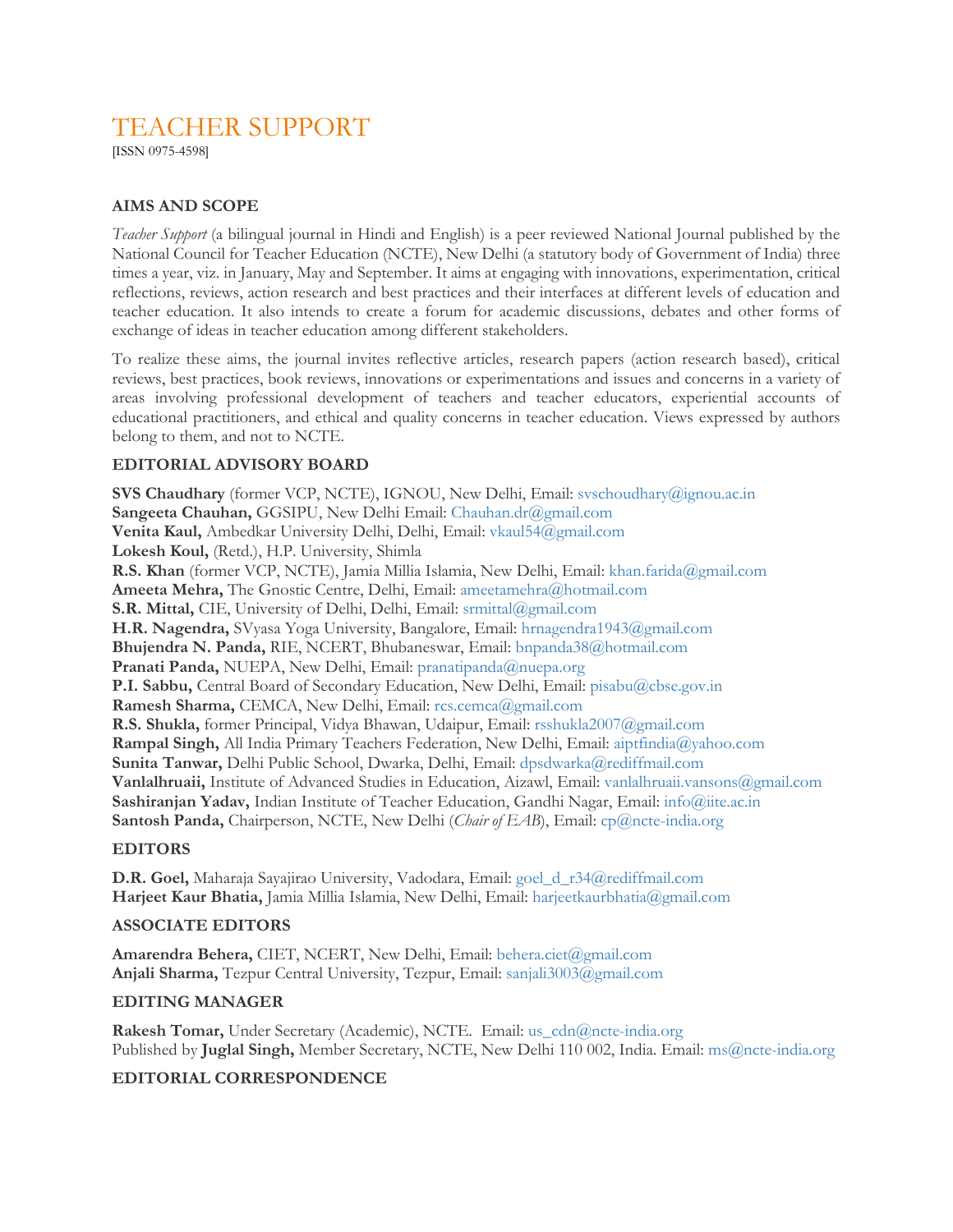# TEACHER SUPPORT

[ISSN 0975-4598]

## AIMS AND SCOPE

*Teacher Support* (a bilingual journal in Hindi and English) is a peer reviewed National Journal published by the National Council for Teacher Education (NCTE), New Delhi (a statutory body of Government of India) three times a year, viz. in January, May and September. It aims at engaging with innovations, experimentation, critical reflections, reviews, action research and best practices and their interfaces at different levels of education and teacher education. It also intends to create a forum for academic discussions, debates and other forms of exchange of ideas in teacher education among different stakeholders.

To realize these aims, the journal invites reflective articles, research papers (action research based), critical reviews, best practices, book reviews, innovations or experimentations and issues and concerns in a variety of areas involving professional development of teachers and teacher educators, experiential accounts of educational practitioners, and ethical and quality concerns in teacher education. Views expressed by authors belong to them, and not to NCTE.

## EDITORIAL ADVISORY BOARD

**SVS Chaudhary** (former VCP, NCTE), IGNOU, New Delhi, Email: svschoudhary@ignou.ac.in
**Sangeeta Chauhan,** GGSIPU, New Delhi Email: Chauhan.dr@gmail.com
**Venita Kaul,** Ambedkar University Delhi, Delhi, Email: vkaul54@gmail.com
**Lokesh Koul,** (Retd.), H.P. University, Shimla
**R.S. Khan** (former VCP, NCTE), Jamia Millia Islamia, New Delhi, Email: khan.farida@gmail.com
**Ameeta Mehra,** The Gnostic Centre, Delhi, Email: ameetamehra@hotmail.com
**S.R. Mittal,** CIE, University of Delhi, Delhi, Email: srmittal@gmail.com
**H.R. Nagendra,** SVyasa Yoga University, Bangalore, Email: hrnagendra1943@gmail.com
**Bhujendra N. Panda,** RIE, NCERT, Bhubaneswar, Email: bnpanda38@hotmail.com
**Pranati Panda,** NUEPA, New Delhi, Email: pranatipanda@nuepa.org
**P.I. Sabbu,** Central Board of Secondary Education, New Delhi, Email: pisabu@cbse.gov.in
**Ramesh Sharma,** CEMCA, New Delhi, Email: rcs.cemca@gmail.com
**R.S. Shukla,** former Principal, Vidya Bhawan, Udaipur, Email: rsshukla2007@gmail.com
**Rampal Singh,** All India Primary Teachers Federation, New Delhi, Email: aiptfindia@yahoo.com
**Sunita Tanwar,** Delhi Public School, Dwarka, Delhi, Email: dpsdwarka@rediffmail.com
**Vanlalhruaii,** Institute of Advanced Studies in Education, Aizawl, Email: vanlalhruaii.vansons@gmail.com
**Sashiranjan Yadav,** Indian Institute of Teacher Education, Gandhi Nagar, Email: info@iite.ac.in
**Santosh Panda,** Chairperson, NCTE, New Delhi (*Chair of EAB*), Email: cp@ncte-india.org

## EDITORS

**D.R. Goel,** Maharaja Sayajirao University, Vadodara, Email: goel_d_r34@rediffmail.com
**Harjeet Kaur Bhatia,** Jamia Millia Islamia, New Delhi, Email: harjeetkaurbhatia@gmail.com

## ASSOCIATE EDITORS

**Amarendra Behera,** CIET, NCERT, New Delhi, Email: behera.ciet@gmail.com
**Anjali Sharma,** Tezpur Central University, Tezpur, Email: sanjali3003@gmail.com

## EDITING MANAGER

**Rakesh Tomar,** Under Secretary (Academic), NCTE. Email: us_cdn@ncte-india.org
Published by **Juglal Singh,** Member Secretary, NCTE, New Delhi 110 002, India. Email: ms@ncte-india.org

## EDITORIAL CORRESPONDENCE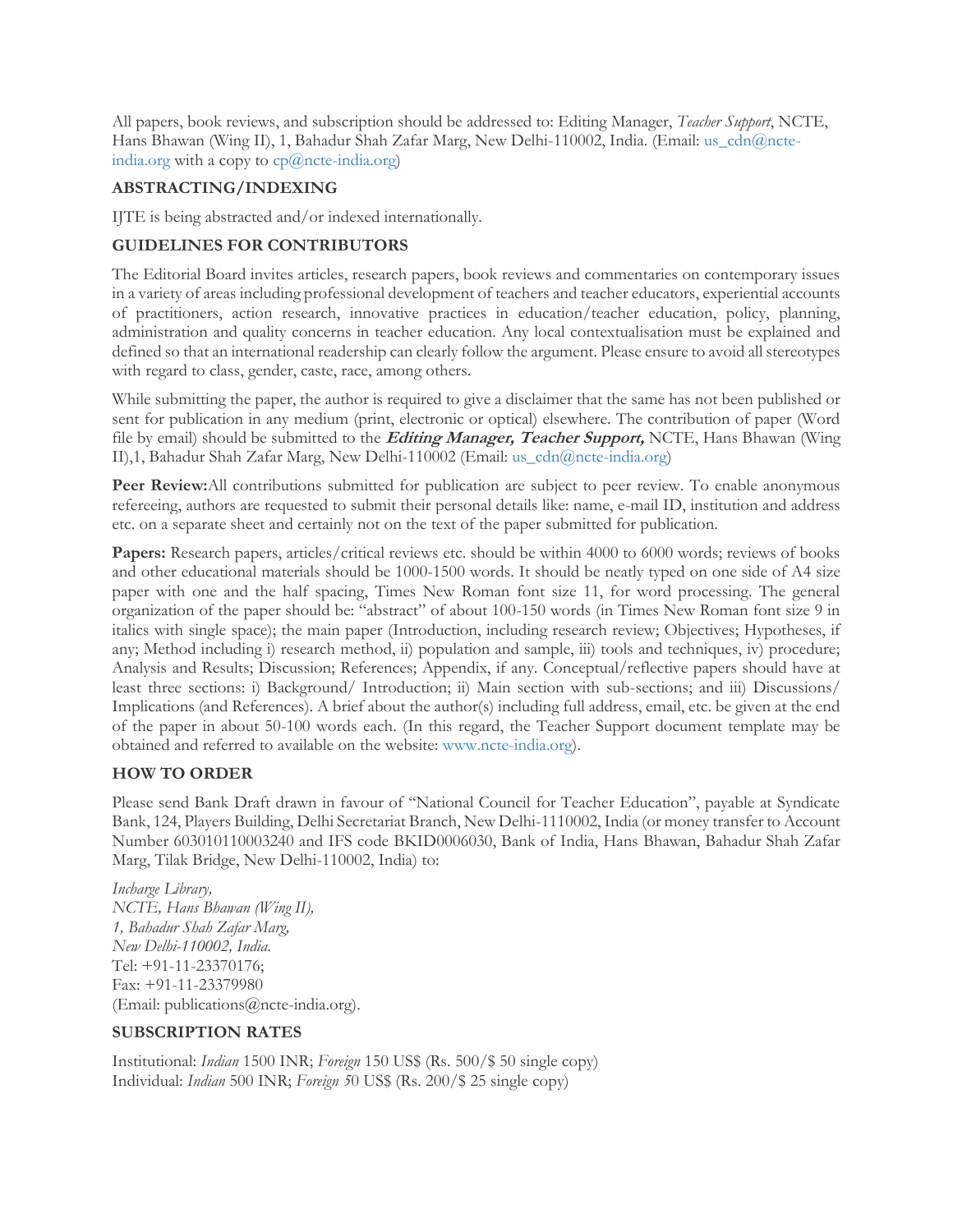All papers, book reviews, and subscription should be addressed to: Editing Manager, *Teacher Support*, NCTE, Hans Bhawan (Wing II), 1, Bahadur Shah Zafar Marg, New Delhi-110002, India. (Email: us_cdn@ncte-india.org with a copy to cp@ncte-india.org)

## ABSTRACTING/INDEXING

IJTE is being abstracted and/or indexed internationally.

## GUIDELINES FOR CONTRIBUTORS

The Editorial Board invites articles, research papers, book reviews and commentaries on contemporary issues in a variety of areas including professional development of teachers and teacher educators, experiential accounts of practitioners, action research, innovative practices in education/teacher education, policy, planning, administration and quality concerns in teacher education. Any local contextualisation must be explained and defined so that an international readership can clearly follow the argument. Please ensure to avoid all stereotypes with regard to class, gender, caste, race, among others.

While submitting the paper, the author is required to give a disclaimer that the same has not been published or sent for publication in any medium (print, electronic or optical) elsewhere. The contribution of paper (Word file by email) should be submitted to the ***Editing Manager, Teacher Support,*** NCTE, Hans Bhawan (Wing II),1, Bahadur Shah Zafar Marg, New Delhi-110002 (Email: us_cdn@ncte-india.org)

**Peer Review:**All contributions submitted for publication are subject to peer review. To enable anonymous refereeing, authors are requested to submit their personal details like: name, e-mail ID, institution and address etc. on a separate sheet and certainly not on the text of the paper submitted for publication.

**Papers:** Research papers, articles/critical reviews etc. should be within 4000 to 6000 words; reviews of books and other educational materials should be 1000-1500 words. It should be neatly typed on one side of A4 size paper with one and the half spacing, Times New Roman font size 11, for word processing. The general organization of the paper should be: "abstract" of about 100-150 words (in Times New Roman font size 9 in italics with single space); the main paper (Introduction, including research review; Objectives; Hypotheses, if any; Method including i) research method, ii) population and sample, iii) tools and techniques, iv) procedure; Analysis and Results; Discussion; References; Appendix, if any. Conceptual/reflective papers should have at least three sections: i) Background/ Introduction; ii) Main section with sub-sections; and iii) Discussions/ Implications (and References). A brief about the author(s) including full address, email, etc. be given at the end of the paper in about 50-100 words each. (In this regard, the Teacher Support document template may be obtained and referred to available on the website: www.ncte-india.org).

## HOW TO ORDER

Please send Bank Draft drawn in favour of "National Council for Teacher Education", payable at Syndicate Bank, 124, Players Building, Delhi Secretariat Branch, New Delhi-1110002, India (or money transfer to Account Number 603010110003240 and IFS code BKID0006030, Bank of India, Hans Bhawan, Bahadur Shah Zafar Marg, Tilak Bridge, New Delhi-110002, India) to:

*Incharge Library,*
*NCTE, Hans Bhawan (Wing II),*
*1, Bahadur Shah Zafar Marg,*
*New Delhi-110002, India.*
Tel: +91-11-23370176;
Fax: +91-11-23379980
(Email: publications@ncte-india.org).

## SUBSCRIPTION RATES

Institutional: *Indian* 1500 INR; *Foreign* 150 US$ (Rs. 500/$ 50 single copy)
Individual: *Indian* 500 INR; *Foreign* 50 US$ (Rs. 200/$ 25 single copy)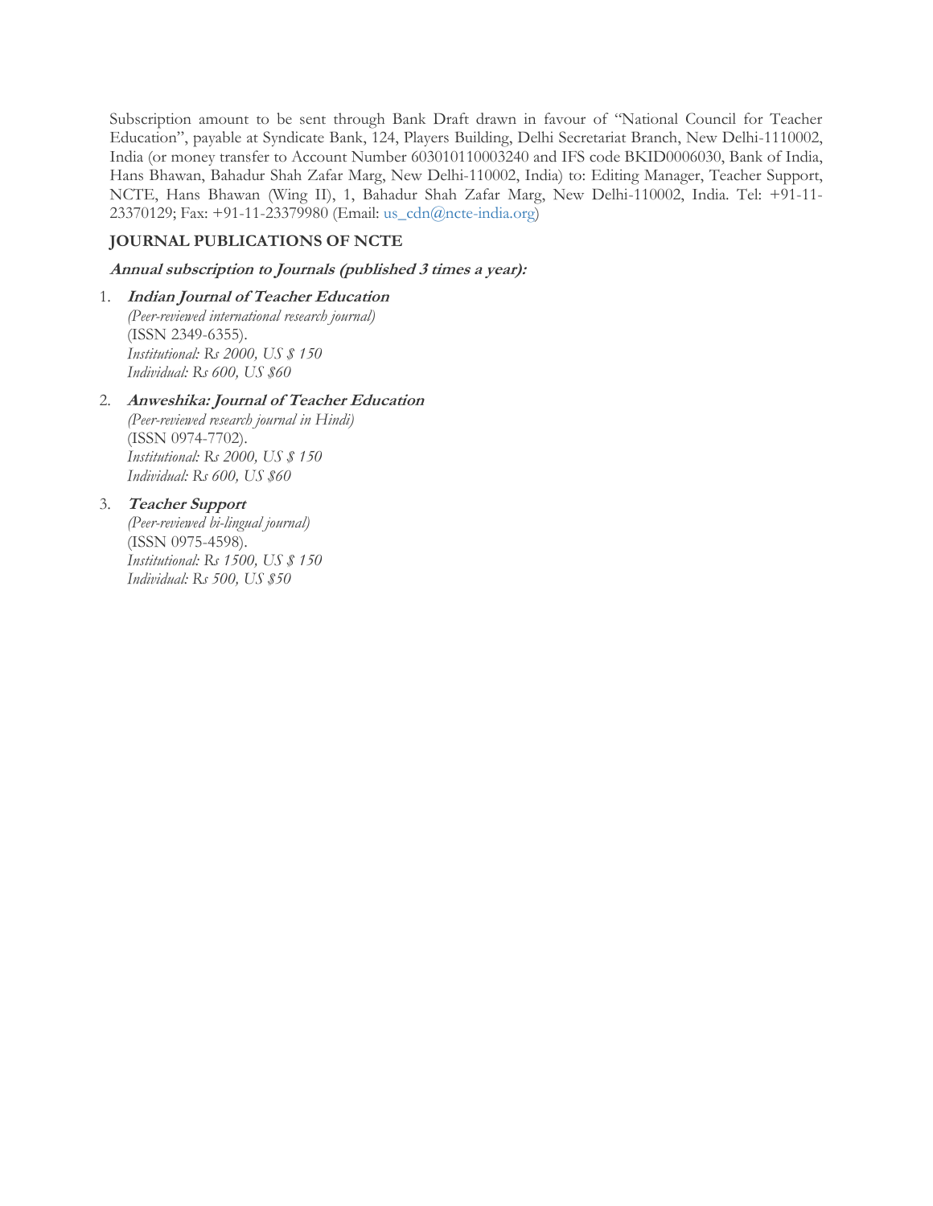Subscription amount to be sent through Bank Draft drawn in favour of "National Council for Teacher Education", payable at Syndicate Bank, 124, Players Building, Delhi Secretariat Branch, New Delhi-1110002, India (or money transfer to Account Number 603010110003240 and IFS code BKID0006030, Bank of India, Hans Bhawan, Bahadur Shah Zafar Marg, New Delhi-110002, India) to: Editing Manager, Teacher Support, NCTE, Hans Bhawan (Wing II), 1, Bahadur Shah Zafar Marg, New Delhi-110002, India. Tel: +91-11-23370129; Fax: +91-11-23379980 (Email: us_cdn@ncte-india.org)

**JOURNAL PUBLICATIONS OF NCTE**

***Annual subscription to Journals (published 3 times a year):***

1. ***Indian Journal of Teacher Education***
   *(Peer-reviewed international research journal)*
   (ISSN 2349-6355).
   *Institutional: Rs 2000, US $ 150*
   *Individual: Rs 600, US $60*

2. ***Anweshika: Journal of Teacher Education***
   *(Peer-reviewed research journal in Hindi)*
   (ISSN 0974-7702).
   *Institutional: Rs 2000, US $ 150*
   *Individual: Rs 600, US $60*

3. ***Teacher Support***
   *(Peer-reviewed bi-lingual journal)*
   (ISSN 0975-4598).
   *Institutional: Rs 1500, US $ 150*
   *Individual: Rs 500, US $50*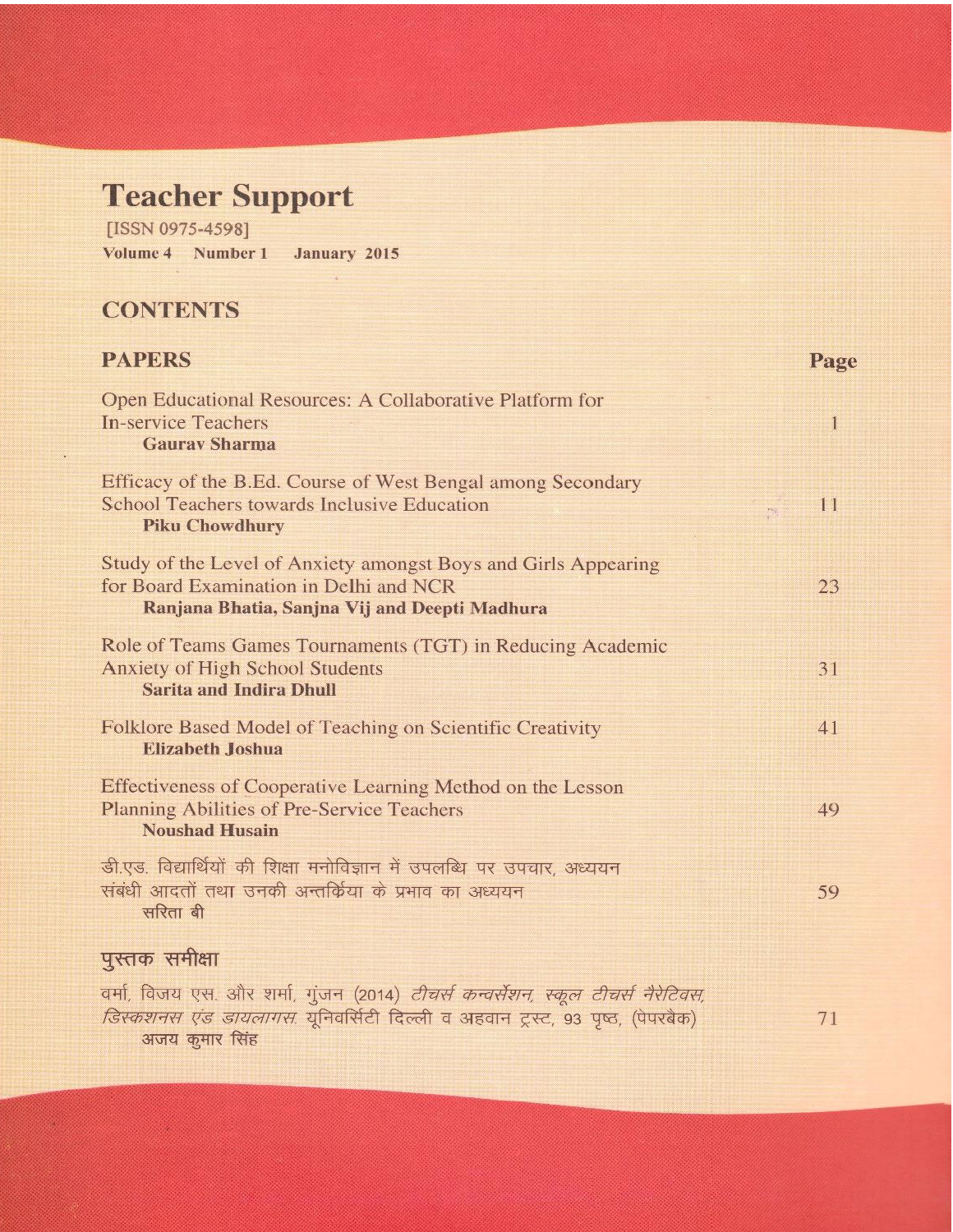# Teacher Support

[ISSN 0975-4598]

**Volume 4 Number 1 January 2015**

## CONTENTS

| **PAPERS** | **Page** |
|---|---|
| Open Educational Resources: A Collaborative Platform for In-service Teachers<br>**Gaurav Sharma** | 1 |
| Efficacy of the B.Ed. Course of West Bengal among Secondary School Teachers towards Inclusive Education<br>**Piku Chowdhury** | 11 |
| Study of the Level of Anxiety amongst Boys and Girls Appearing for Board Examination in Delhi and NCR<br>**Ranjana Bhatia, Sanjna Vij and Deepti Madhura** | 23 |
| Role of Teams Games Tournaments (TGT) in Reducing Academic Anxiety of High School Students<br>**Sarita and Indira Dhull** | 31 |
| Folklore Based Model of Teaching on Scientific Creativity<br>**Elizabeth Joshua** | 41 |
| Effectiveness of Cooperative Learning Method on the Lesson Planning Abilities of Pre-Service Teachers<br>**Noushad Husain** | 49 |
| डी.एड. विद्यार्थियों की शिक्षा मनोविज्ञान में उपलब्धि पर उपचार, अध्ययन संबंधी आदतों तथा उनकी अन्तर्क्रिया के प्रभाव का अध्ययन<br>सरिता बी | 59 |
| **पुस्तक समीक्षा** | |
| वर्मा, विजय एस. और शर्मा, गुंजन (2014) *टीचर्स कन्वर्सेशन, स्कूल टीचर्स नैरेटिवस, डिस्कशनस एंड डायलागस.* यूनिवर्सिटी दिल्ली व अहवान ट्रस्ट, 93 पृष्ठ, (पेपरबैक)<br>अजय कुमार सिंह | 71 |